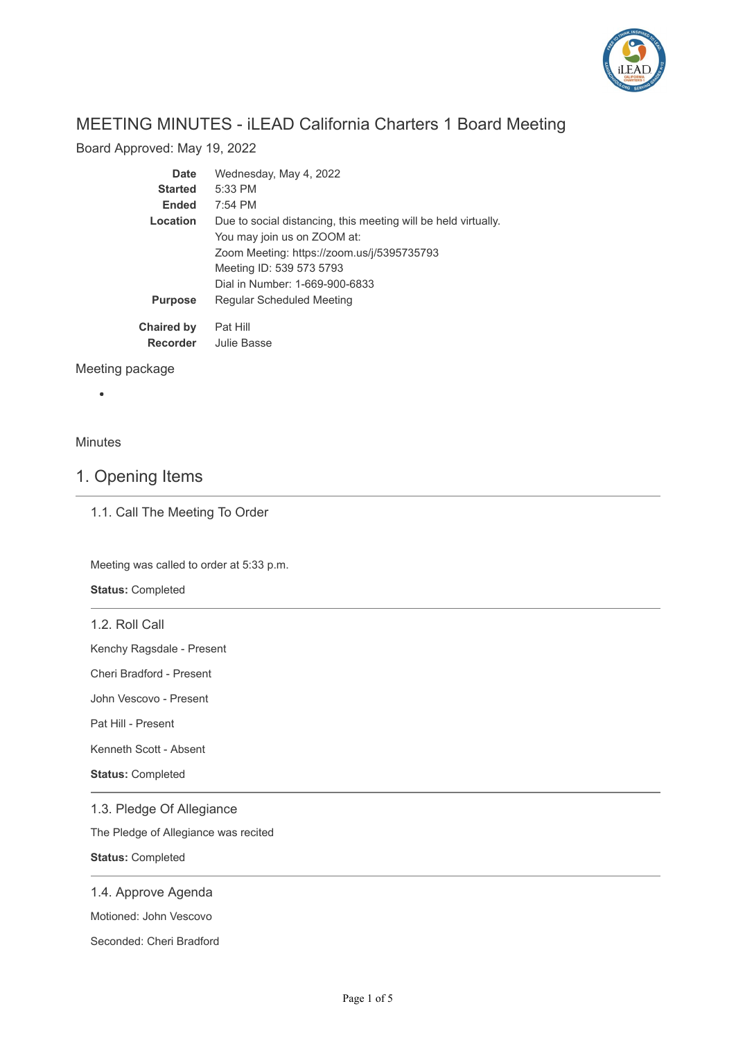# MEETING MINUTES - iLEAD California Charters 1 Board Meeting

Board Approved: May 19, 2022

| | |
|---|---|
| **Date** | Wednesday, May 4, 2022 |
| **Started** | 5:33 PM |
| **Ended** | 7:54 PM |
| **Location** | Due to social distancing, this meeting will be held virtually.<br>You may join us on ZOOM at:<br>Zoom Meeting: https://zoom.us/j/5395735793<br>Meeting ID: 539 573 5793<br>Dial in Number: 1-669-900-6833 |
| **Purpose** | Regular Scheduled Meeting |
| **Chaired by** | Pat Hill |
| **Recorder** | Julie Basse |

Meeting package

- 

Minutes

## 1. Opening Items

### 1.1. Call The Meeting To Order

Meeting was called to order at 5:33 p.m.

**Status:** Completed

### 1.2. Roll Call

Kenchy Ragsdale - Present

Cheri Bradford - Present

John Vescovo - Present

Pat Hill - Present

Kenneth Scott - Absent

**Status:** Completed

### 1.3. Pledge Of Allegiance

The Pledge of Allegiance was recited

**Status:** Completed

### 1.4. Approve Agenda

Motioned: John Vescovo

Seconded: Cheri Bradford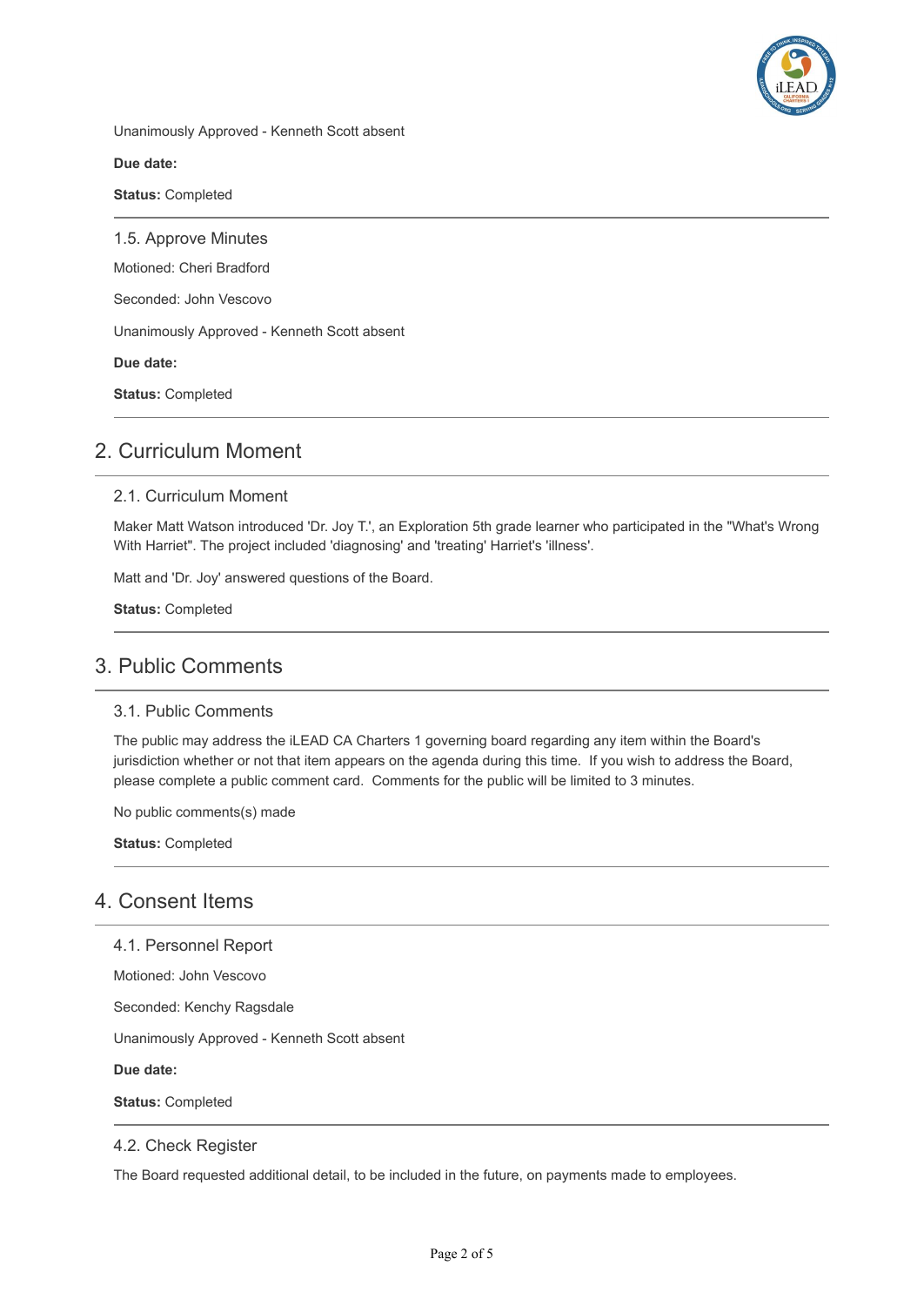Unanimously Approved - Kenneth Scott absent

**Due date:**

**Status:** Completed

---

### 1.5. Approve Minutes

Motioned: Cheri Bradford

Seconded: John Vescovo

Unanimously Approved - Kenneth Scott absent

**Due date:**

**Status:** Completed

---

## 2. Curriculum Moment

---

### 2.1. Curriculum Moment

Maker Matt Watson introduced 'Dr. Joy T.', an Exploration 5th grade learner who participated in the "What's Wrong With Harriet". The project included 'diagnosing' and 'treating' Harriet's 'illness'.

Matt and 'Dr. Joy' answered questions of the Board.

**Status:** Completed

---

## 3. Public Comments

---

### 3.1. Public Comments

The public may address the iLEAD CA Charters 1 governing board regarding any item within the Board's jurisdiction whether or not that item appears on the agenda during this time. If you wish to address the Board, please complete a public comment card. Comments for the public will be limited to 3 minutes.

No public comments(s) made

**Status:** Completed

---

## 4. Consent Items

---

### 4.1. Personnel Report

Motioned: John Vescovo

Seconded: Kenchy Ragsdale

Unanimously Approved - Kenneth Scott absent

**Due date:**

**Status:** Completed

---

### 4.2. Check Register

The Board requested additional detail, to be included in the future, on payments made to employees.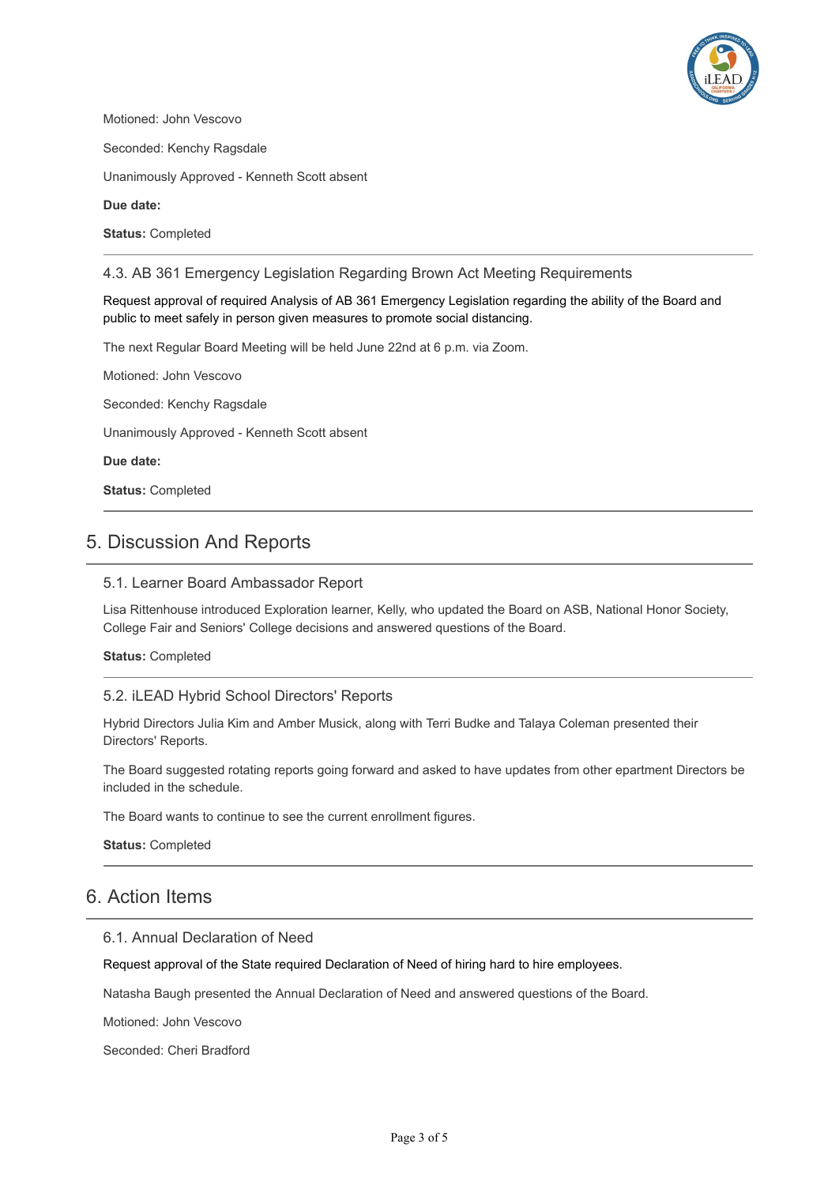Motioned: John Vescovo

Seconded: Kenchy Ragsdale

Unanimously Approved - Kenneth Scott absent

**Due date:**

**Status:** Completed

---

### 4.3. AB 361 Emergency Legislation Regarding Brown Act Meeting Requirements

Request approval of required Analysis of AB 361 Emergency Legislation regarding the ability of the Board and public to meet safely in person given measures to promote social distancing.

The next Regular Board Meeting will be held June 22nd at 6 p.m. via Zoom.

Motioned: John Vescovo

Seconded: Kenchy Ragsdale

Unanimously Approved - Kenneth Scott absent

**Due date:**

**Status:** Completed

---

## 5. Discussion And Reports

### 5.1. Learner Board Ambassador Report

Lisa Rittenhouse introduced Exploration learner, Kelly, who updated the Board on ASB, National Honor Society, College Fair and Seniors' College decisions and answered questions of the Board.

**Status:** Completed

---

### 5.2. iLEAD Hybrid School Directors' Reports

Hybrid Directors Julia Kim and Amber Musick, along with Terri Budke and Talaya Coleman presented their Directors' Reports.

The Board suggested rotating reports going forward and asked to have updates from other epartment Directors be included in the schedule.

The Board wants to continue to see the current enrollment figures.

**Status:** Completed

---

## 6. Action Items

### 6.1. Annual Declaration of Need

Request approval of the State required Declaration of Need of hiring hard to hire employees.

Natasha Baugh presented the Annual Declaration of Need and answered questions of the Board.

Motioned: John Vescovo

Seconded: Cheri Bradford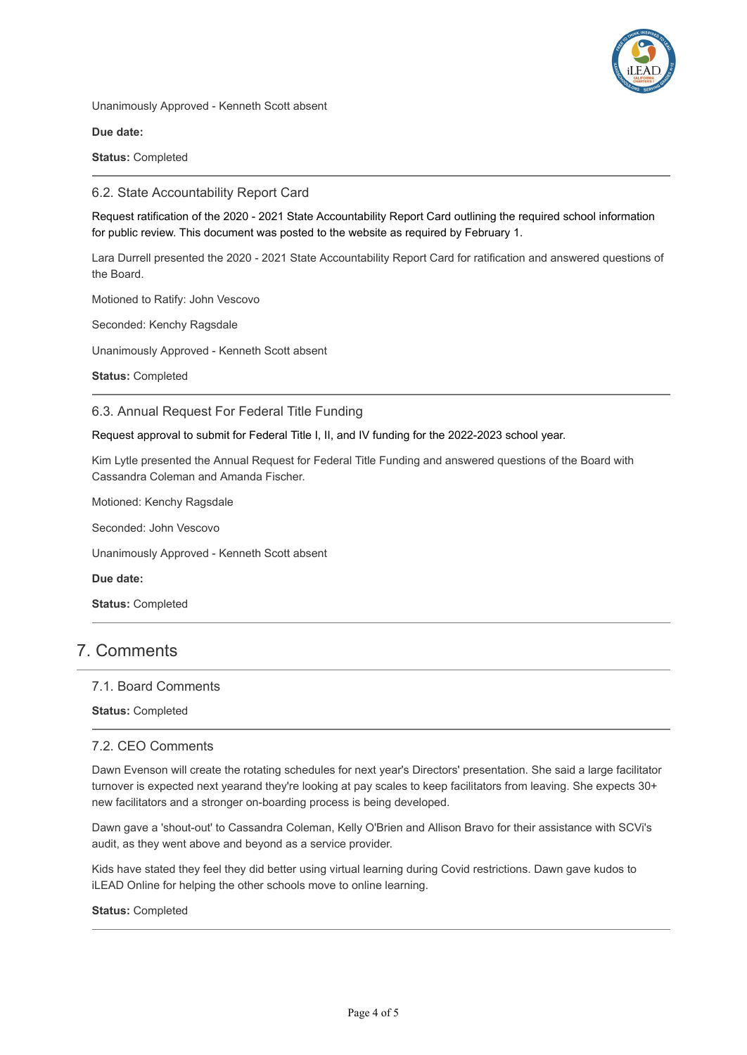Unanimously Approved - Kenneth Scott absent

**Due date:**

**Status:** Completed

### 6.2. State Accountability Report Card

Request ratification of the 2020 - 2021 State Accountability Report Card outlining the required school information for public review. This document was posted to the website as required by February 1.

Lara Durrell presented the 2020 - 2021 State Accountability Report Card for ratification and answered questions of the Board.

Motioned to Ratify: John Vescovo

Seconded: Kenchy Ragsdale

Unanimously Approved - Kenneth Scott absent

**Status:** Completed

### 6.3. Annual Request For Federal Title Funding

Request approval to submit for Federal Title I, II, and IV funding for the 2022-2023 school year.

Kim Lytle presented the Annual Request for Federal Title Funding and answered questions of the Board with Cassandra Coleman and Amanda Fischer.

Motioned: Kenchy Ragsdale

Seconded: John Vescovo

Unanimously Approved - Kenneth Scott absent

**Due date:**

**Status:** Completed

## 7. Comments

### 7.1. Board Comments

**Status:** Completed

### 7.2. CEO Comments

Dawn Evenson will create the rotating schedules for next year's Directors' presentation. She said a large facilitator turnover is expected next yearand they're looking at pay scales to keep facilitators from leaving. She expects 30+ new facilitators and a stronger on-boarding process is being developed.

Dawn gave a 'shout-out' to Cassandra Coleman, Kelly O'Brien and Allison Bravo for their assistance with SCVi's audit, as they went above and beyond as a service provider.

Kids have stated they feel they did better using virtual learning during Covid restrictions. Dawn gave kudos to iLEAD Online for helping the other schools move to online learning.

**Status:** Completed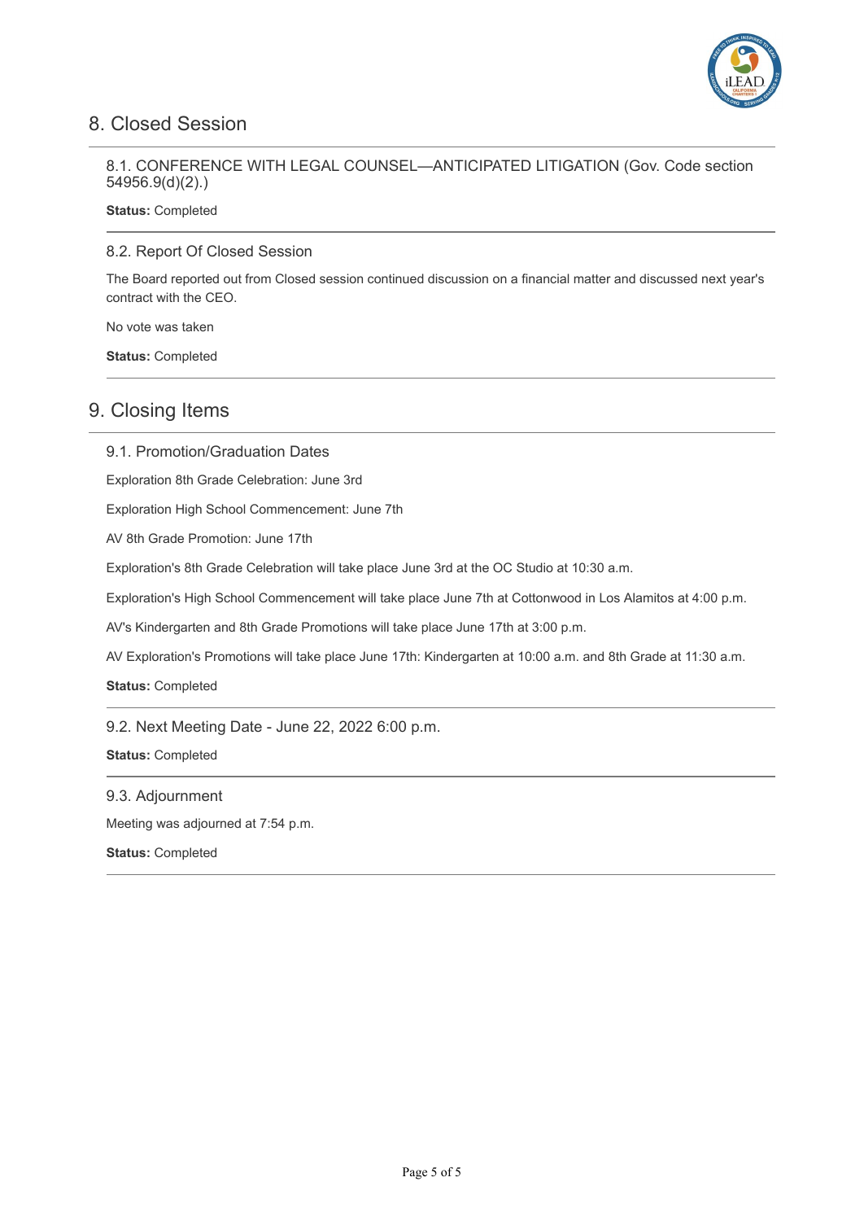## 8. Closed Session

### 8.1. CONFERENCE WITH LEGAL COUNSEL—ANTICIPATED LITIGATION (Gov. Code section 54956.9(d)(2).)

**Status:** Completed

### 8.2. Report Of Closed Session

The Board reported out from Closed session continued discussion on a financial matter and discussed next year's contract with the CEO.

No vote was taken

**Status:** Completed

## 9. Closing Items

### 9.1. Promotion/Graduation Dates

Exploration 8th Grade Celebration: June 3rd

Exploration High School Commencement: June 7th

AV 8th Grade Promotion: June 17th

Exploration's 8th Grade Celebration will take place June 3rd at the OC Studio at 10:30 a.m.

Exploration's High School Commencement will take place June 7th at Cottonwood in Los Alamitos at 4:00 p.m.

AV's Kindergarten and 8th Grade Promotions will take place June 17th at 3:00 p.m.

AV Exploration's Promotions will take place June 17th: Kindergarten at 10:00 a.m. and 8th Grade at 11:30 a.m.

**Status:** Completed

### 9.2. Next Meeting Date - June 22, 2022 6:00 p.m.

**Status:** Completed

### 9.3. Adjournment

Meeting was adjourned at 7:54 p.m.

**Status:** Completed